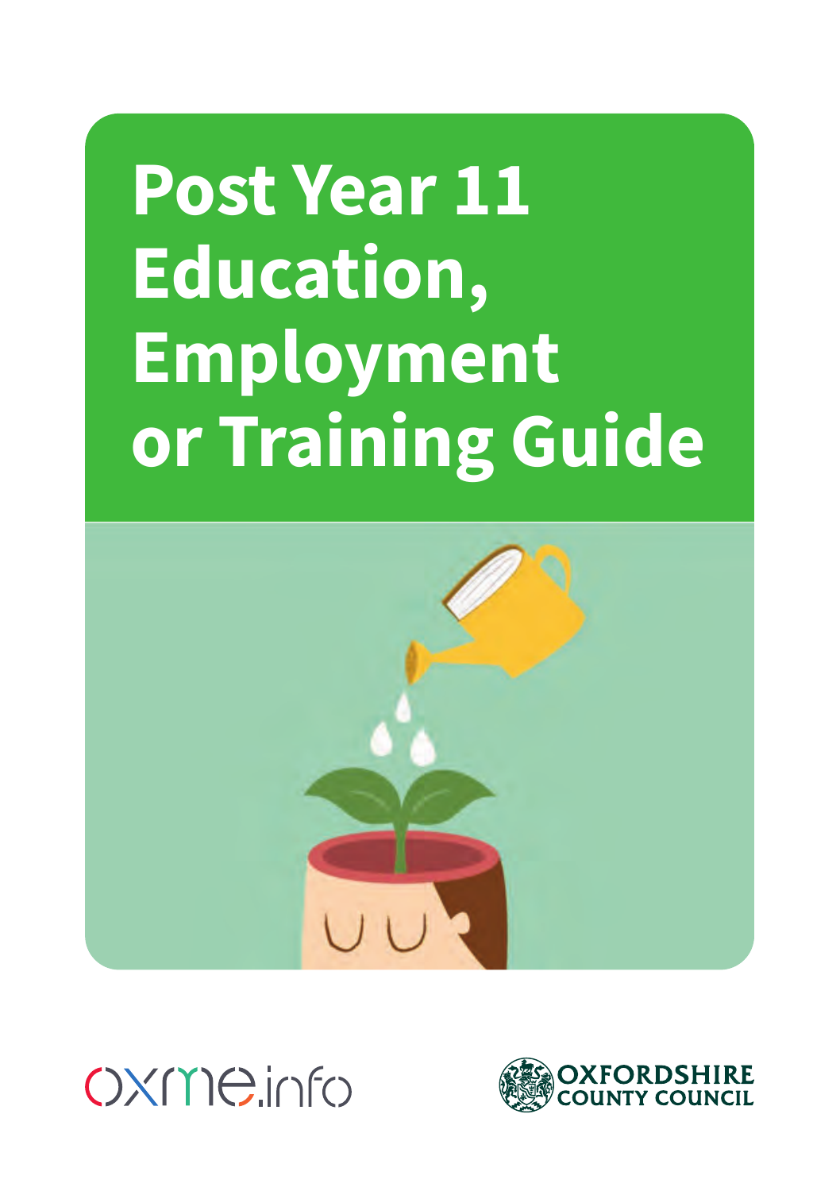# Post Year 11 Education, Employment or Training Guide

oxme.info

OXFORDSHIRE COUNTY COUNCIL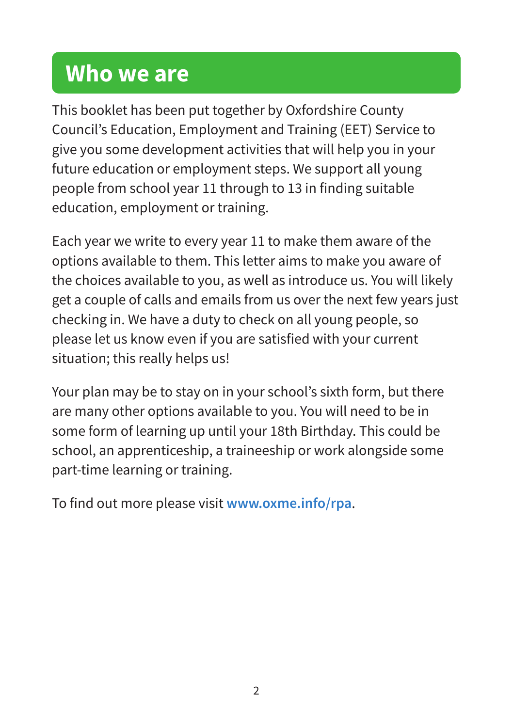# Who we are

This booklet has been put together by Oxfordshire County Council's Education, Employment and Training (EET) Service to give you some development activities that will help you in your future education or employment steps. We support all young people from school year 11 through to 13 in finding suitable education, employment or training.

Each year we write to every year 11 to make them aware of the options available to them. This letter aims to make you aware of the choices available to you, as well as introduce us. You will likely get a couple of calls and emails from us over the next few years just checking in. We have a duty to check on all young people, so please let us know even if you are satisfied with your current situation; this really helps us!

Your plan may be to stay on in your school's sixth form, but there are many other options available to you. You will need to be in some form of learning up until your 18th Birthday. This could be school, an apprenticeship, a traineeship or work alongside some part-time learning or training.

To find out more please visit **www.oxme.info/rpa**.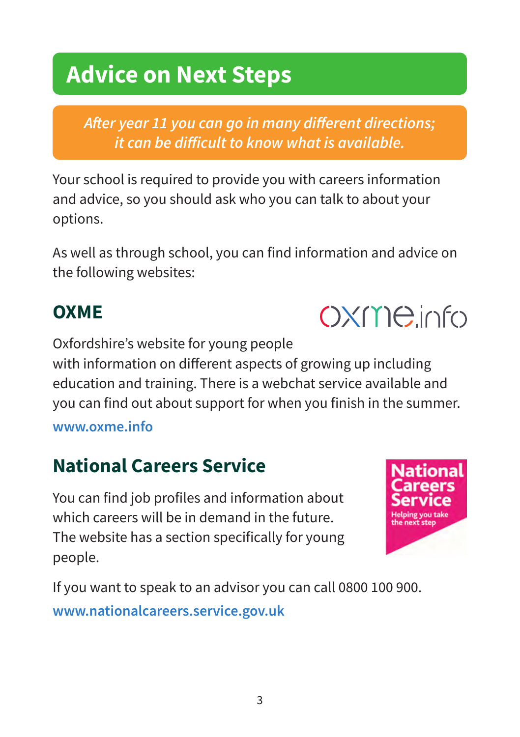# Advice on Next Steps

*After year 11 you can go in many different directions; it can be difficult to know what is available.*

Your school is required to provide you with careers information and advice, so you should ask who you can talk to about your options.

As well as through school, you can find information and advice on the following websites:

## OXME

Oxfordshire's website for young people with information on different aspects of growing up including education and training. There is a webchat service available and you can find out about support for when you finish in the summer.

**www.oxme.info**

## National Careers Service

You can find job profiles and information about which careers will be in demand in the future. The website has a section specifically for young people.

If you want to speak to an advisor you can call 0800 100 900.

**www.nationalcareers.service.gov.uk**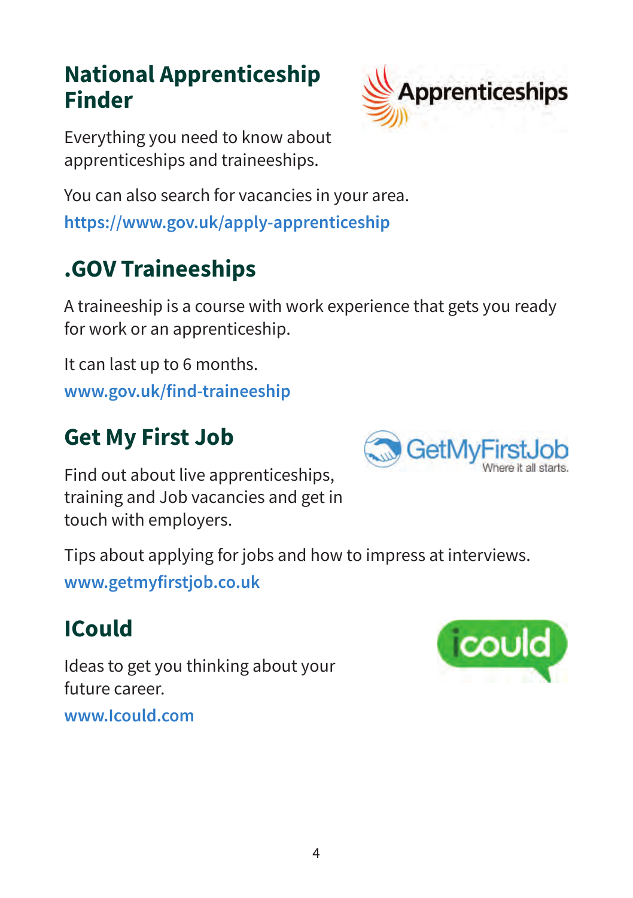## National Apprenticeship Finder

Everything you need to know about apprenticeships and traineeships.

You can also search for vacancies in your area.

https://www.gov.uk/apply-apprenticeship

## .GOV Traineeships

A traineeship is a course with work experience that gets you ready for work or an apprenticeship.

It can last up to 6 months.

www.gov.uk/find-traineeship

## Get My First Job

Find out about live apprenticeships, training and Job vacancies and get in touch with employers.

Tips about applying for jobs and how to impress at interviews.

www.getmyfirstjob.co.uk

## ICould

Ideas to get you thinking about your future career.

www.Icould.com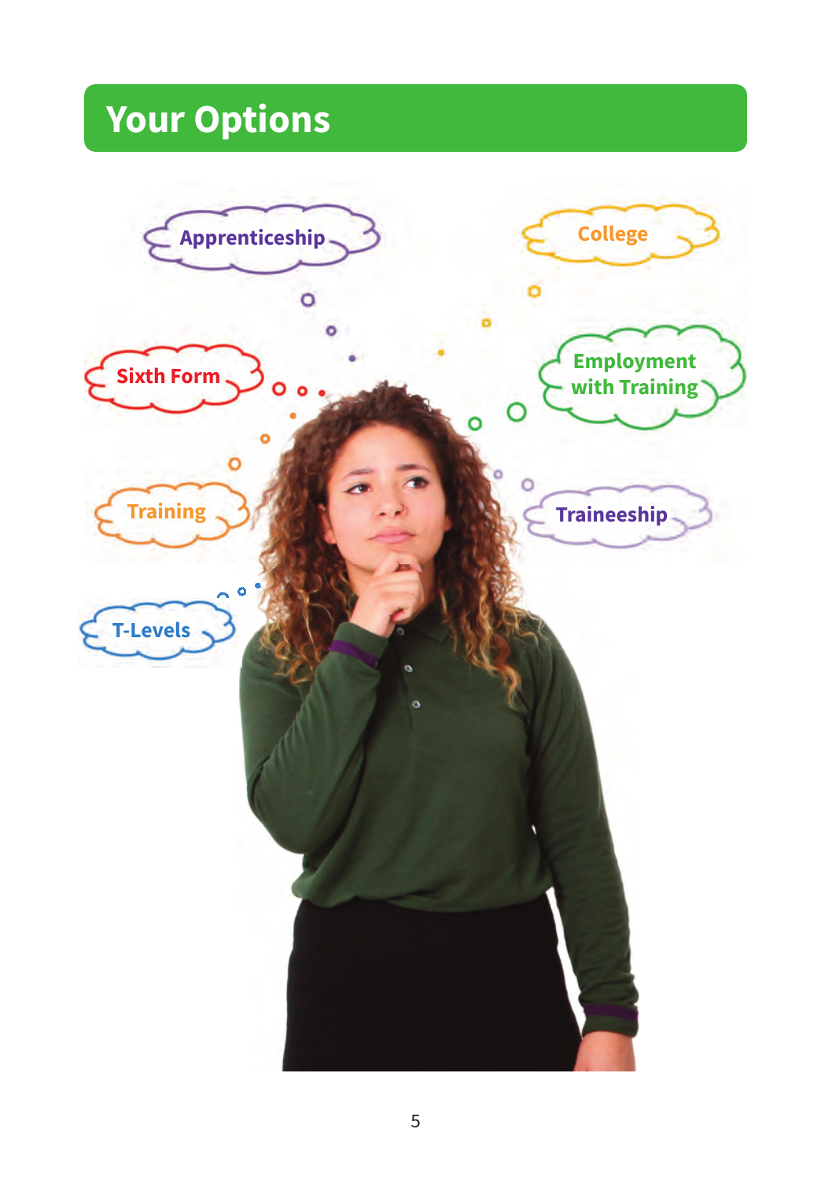# Your Options

- Apprenticeship
- College
- Sixth Form
- Employment with Training
- Training
- Traineeship
- T-Levels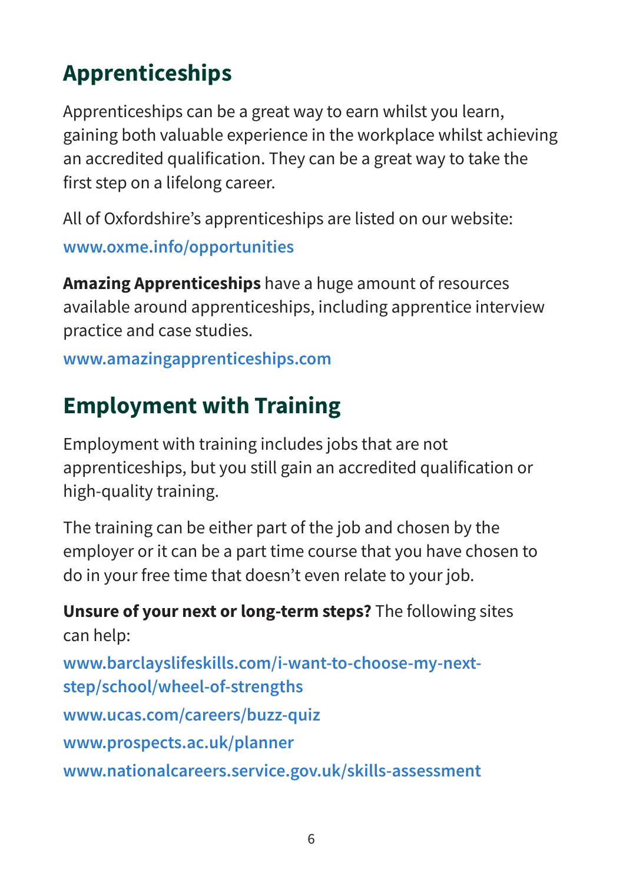## Apprenticeships

Apprenticeships can be a great way to earn whilst you learn, gaining both valuable experience in the workplace whilst achieving an accredited qualification. They can be a great way to take the first step on a lifelong career.

All of Oxfordshire's apprenticeships are listed on our website:

www.oxme.info/opportunities

**Amazing Apprenticeships** have a huge amount of resources available around apprenticeships, including apprentice interview practice and case studies.

www.amazingapprenticeships.com

## Employment with Training

Employment with training includes jobs that are not apprenticeships, but you still gain an accredited qualification or high-quality training.

The training can be either part of the job and chosen by the employer or it can be a part time course that you have chosen to do in your free time that doesn't even relate to your job.

**Unsure of your next or long-term steps?** The following sites can help:

www.barclayslifeskills.com/i-want-to-choose-my-next-step/school/wheel-of-strengths

www.ucas.com/careers/buzz-quiz

www.prospects.ac.uk/planner

www.nationalcareers.service.gov.uk/skills-assessment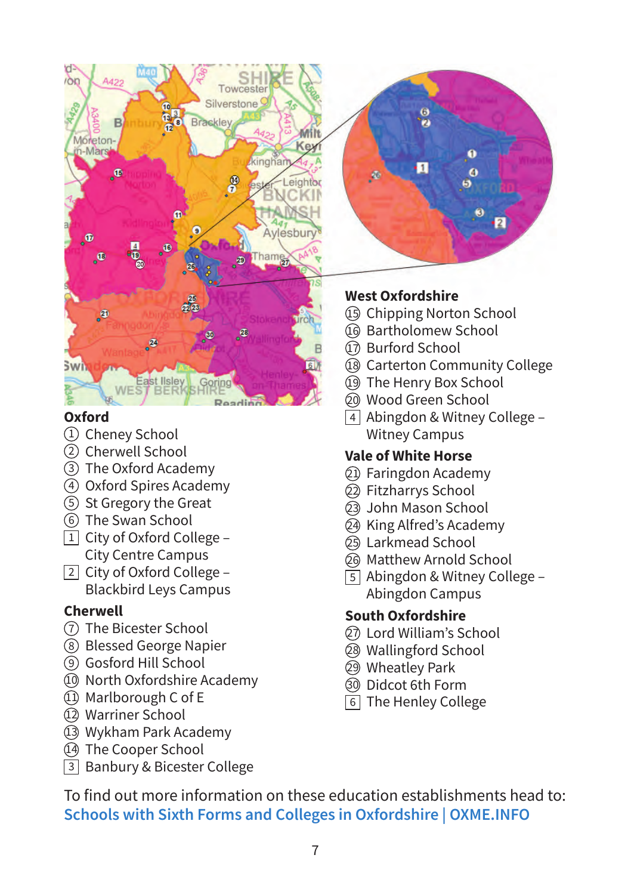## Oxford

1. Cheney School
2. Cherwell School
3. The Oxford Academy
4. Oxford Spires Academy
5. St Gregory the Great
6. The Swan School

- [1] City of Oxford College – City Centre Campus
- [2] City of Oxford College – Blackbird Leys Campus

## Cherwell

7. The Bicester School
8. Blessed George Napier
9. Gosford Hill School
10. North Oxfordshire Academy
11. Marlborough C of E
12. Warriner School
13. Wykham Park Academy
14. The Cooper School

- [3] Banbury & Bicester College

## West Oxfordshire

15. Chipping Norton School
16. Bartholomew School
17. Burford School
18. Carterton Community College
19. The Henry Box School
20. Wood Green School

- [4] Abingdon & Witney College – Witney Campus

## Vale of White Horse

21. Faringdon Academy
22. Fitzharrys School
23. John Mason School
24. King Alfred's Academy
25. Larkmead School
26. Matthew Arnold School

- [5] Abingdon & Witney College – Abingdon Campus

## South Oxfordshire

27. Lord William's School
28. Wallingford School
29. Wheatley Park
30. Didcot 6th Form

- [6] The Henley College

To find out more information on these education establishments head to:
**Schools with Sixth Forms and Colleges in Oxfordshire | OXME.INFO**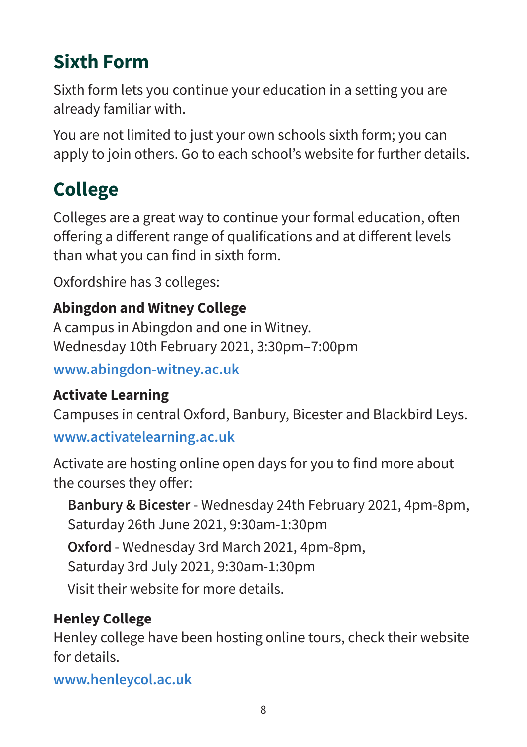## Sixth Form

Sixth form lets you continue your education in a setting you are already familiar with.

You are not limited to just your own schools sixth form; you can apply to join others. Go to each school's website for further details.

## College

Colleges are a great way to continue your formal education, often offering a different range of qualifications and at different levels than what you can find in sixth form.

Oxfordshire has 3 colleges:

**Abingdon and Witney College**
A campus in Abingdon and one in Witney.
Wednesday 10th February 2021, 3:30pm–7:00pm

**www.abingdon-witney.ac.uk**

**Activate Learning**
Campuses in central Oxford, Banbury, Bicester and Blackbird Leys.

**www.activatelearning.ac.uk**

Activate are hosting online open days for you to find more about the courses they offer:

> **Banbury & Bicester** - Wednesday 24th February 2021, 4pm-8pm, Saturday 26th June 2021, 9:30am-1:30pm
>
> **Oxford** - Wednesday 3rd March 2021, 4pm-8pm, Saturday 3rd July 2021, 9:30am-1:30pm
>
> Visit their website for more details.

**Henley College**
Henley college have been hosting online tours, check their website for details.

**www.henleycol.ac.uk**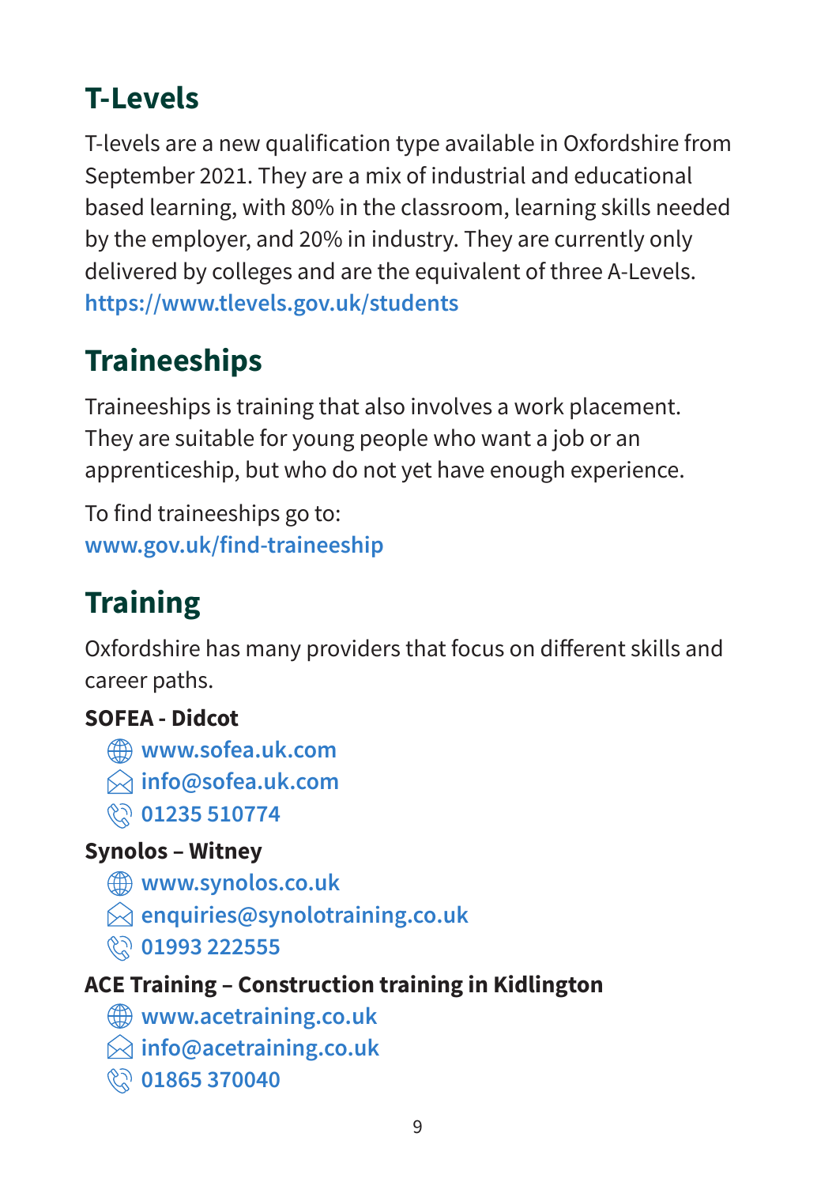## T-Levels

T-levels are a new qualification type available in Oxfordshire from September 2021. They are a mix of industrial and educational based learning, with 80% in the classroom, learning skills needed by the employer, and 20% in industry. They are currently only delivered by colleges and are the equivalent of three A-Levels.
https://www.tlevels.gov.uk/students

## Traineeships

Traineeships is training that also involves a work placement. They are suitable for young people who want a job or an apprenticeship, but who do not yet have enough experience.

To find traineeships go to:
www.gov.uk/find-traineeship

## Training

Oxfordshire has many providers that focus on different skills and career paths.

**SOFEA - Didcot**

- www.sofea.uk.com
- info@sofea.uk.com
- 01235 510774

**Synolos – Witney**

- www.synolos.co.uk
- enquiries@synolotraining.co.uk
- 01993 222555

**ACE Training – Construction training in Kidlington**

- www.acetraining.co.uk
- info@acetraining.co.uk
- 01865 370040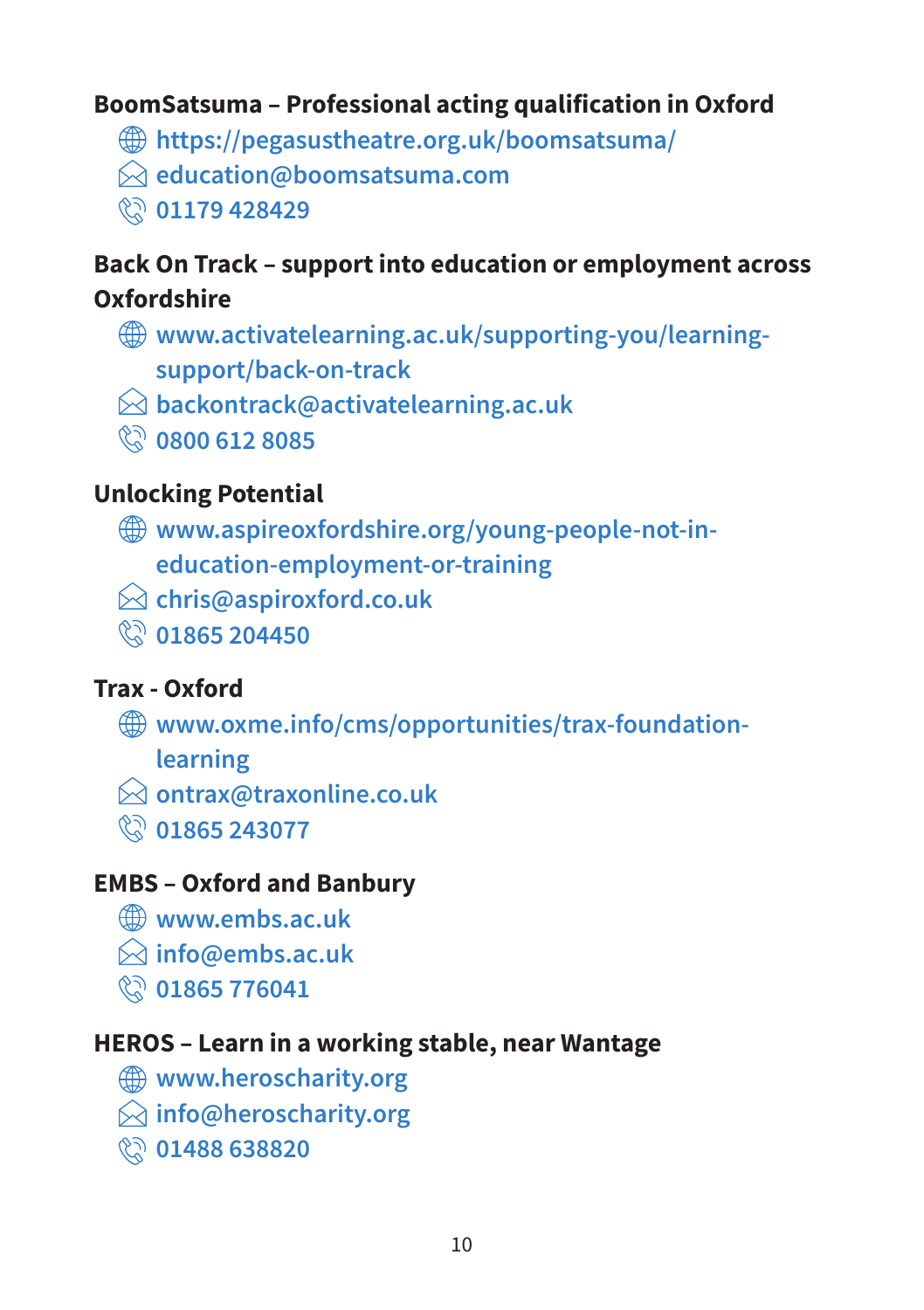**BoomSatsuma – Professional acting qualification in Oxford**

- https://pegasustheatre.org.uk/boomsatsuma/
- education@boomsatsuma.com
- 01179 428429

**Back On Track – support into education or employment across Oxfordshire**

- www.activatelearning.ac.uk/supporting-you/learning-support/back-on-track
- backontrack@activatelearning.ac.uk
- 0800 612 8085

**Unlocking Potential**

- www.aspireoxfordshire.org/young-people-not-in-education-employment-or-training
- chris@aspiroxford.co.uk
- 01865 204450

**Trax - Oxford**

- www.oxme.info/cms/opportunities/trax-foundation-learning
- ontrax@traxonline.co.uk
- 01865 243077

**EMBS – Oxford and Banbury**

- www.embs.ac.uk
- info@embs.ac.uk
- 01865 776041

**HEROS – Learn in a working stable, near Wantage**

- www.heroscharity.org
- info@heroscharity.org
- 01488 638820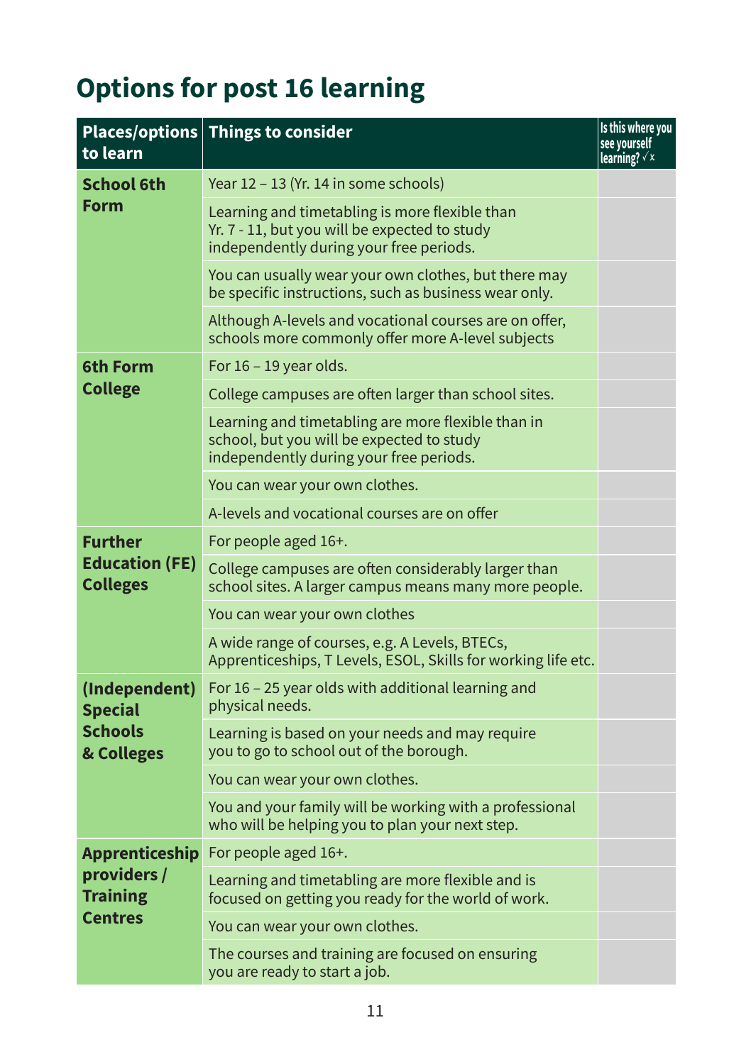# Options for post 16 learning

| Places/options to learn | Things to consider | Is this where you see yourself learning? √ x |
|---|---|---|
| **School 6th Form** | Year 12 – 13 (Yr. 14 in some schools) | |
| | Learning and timetabling is more flexible than Yr. 7 - 11, but you will be expected to study independently during your free periods. | |
| | You can usually wear your own clothes, but there may be specific instructions, such as business wear only. | |
| | Although A-levels and vocational courses are on offer, schools more commonly offer more A-level subjects | |
| **6th Form College** | For 16 – 19 year olds. | |
| | College campuses are often larger than school sites. | |
| | Learning and timetabling are more flexible than in school, but you will be expected to study independently during your free periods. | |
| | You can wear your own clothes. | |
| | A-levels and vocational courses are on offer | |
| **Further Education (FE) Colleges** | For people aged 16+. | |
| | College campuses are often considerably larger than school sites. A larger campus means many more people. | |
| | You can wear your own clothes | |
| | A wide range of courses, e.g. A Levels, BTECs, Apprenticeships, T Levels, ESOL, Skills for working life etc. | |
| **(Independent) Special Schools & Colleges** | For 16 – 25 year olds with additional learning and physical needs. | |
| | Learning is based on your needs and may require you to go to school out of the borough. | |
| | You can wear your own clothes. | |
| | You and your family will be working with a professional who will be helping you to plan your next step. | |
| **Apprenticeship providers / Training Centres** | For people aged 16+. | |
| | Learning and timetabling are more flexible and is focused on getting you ready for the world of work. | |
| | You can wear your own clothes. | |
| | The courses and training are focused on ensuring you are ready to start a job. | |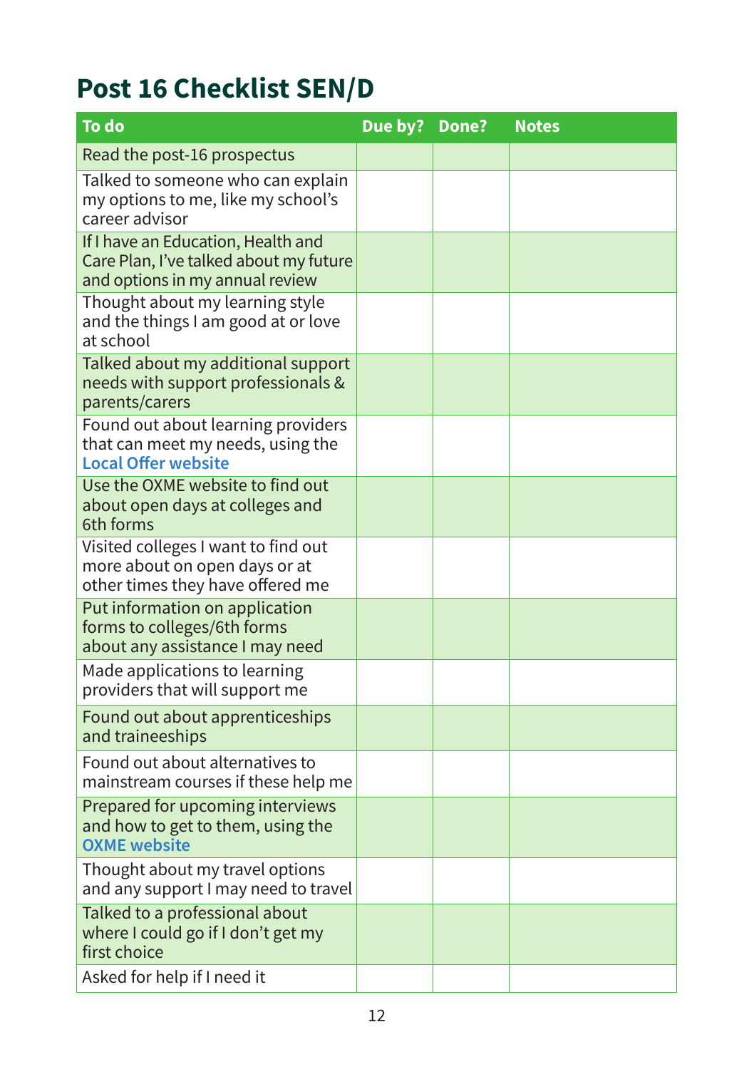# Post 16 Checklist SEN/D

| To do | Due by? | Done? | Notes |
|---|---|---|---|
| Read the post-16 prospectus | | | |
| Talked to someone who can explain my options to me, like my school's career advisor | | | |
| If I have an Education, Health and Care Plan, I've talked about my future and options in my annual review | | | |
| Thought about my learning style and the things I am good at or love at school | | | |
| Talked about my additional support needs with support professionals & parents/carers | | | |
| Found out about learning providers that can meet my needs, using the **Local Offer website** | | | |
| Use the OXME website to find out about open days at colleges and 6th forms | | | |
| Visited colleges I want to find out more about on open days or at other times they have offered me | | | |
| Put information on application forms to colleges/6th forms about any assistance I may need | | | |
| Made applications to learning providers that will support me | | | |
| Found out about apprenticeships and traineeships | | | |
| Found out about alternatives to mainstream courses if these help me | | | |
| Prepared for upcoming interviews and how to get to them, using the **OXME website** | | | |
| Thought about my travel options and any support I may need to travel | | | |
| Talked to a professional about where I could go if I don't get my first choice | | | |
| Asked for help if I need it | | | |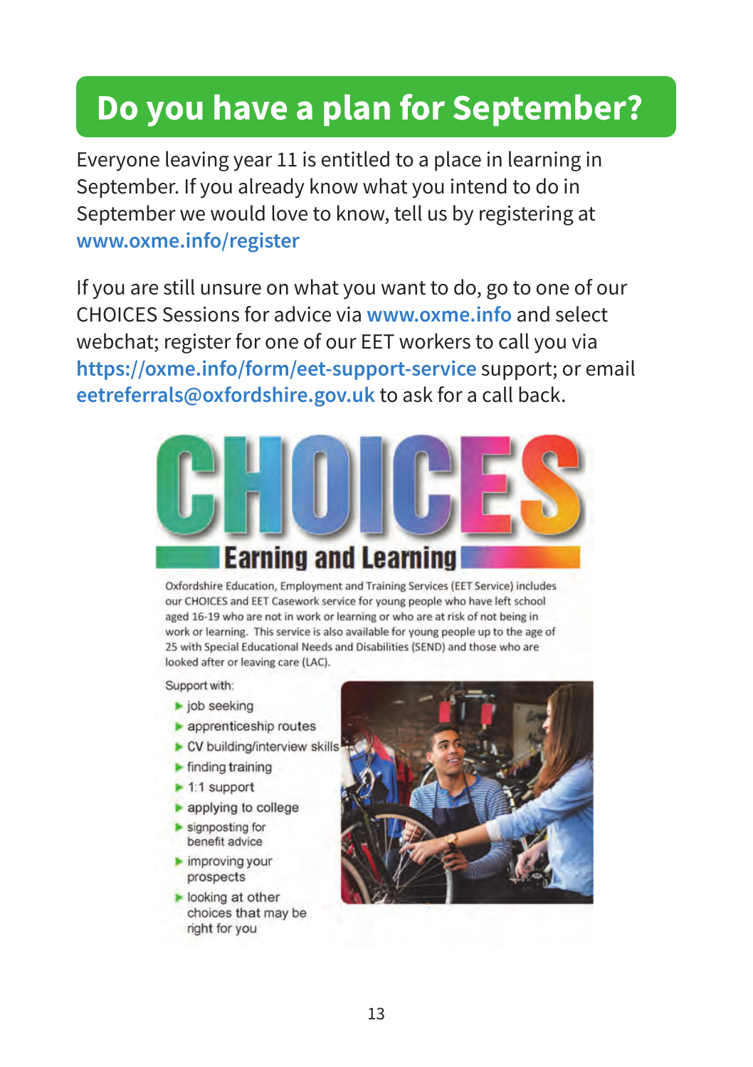# Do you have a plan for September?

Everyone leaving year 11 is entitled to a place in learning in September. If you already know what you intend to do in September we would love to know, tell us by registering at www.oxme.info/register

If you are still unsure on what you want to do, go to one of our CHOICES Sessions for advice via www.oxme.info and select webchat; register for one of our EET workers to call you via https://oxme.info/form/eet-support-service support; or email eetreferrals@oxfordshire.gov.uk to ask for a call back.

## CHOICES

### Earning and Learning

Oxfordshire Education, Employment and Training Services (EET Service) includes our CHOICES and EET Casework service for young people who have left school aged 16-19 who are not in work or learning or who are at risk of not being in work or learning. This service is also available for young people up to the age of 25 with Special Educational Needs and Disabilities (SEND) and those who are looked after or leaving care (LAC).

Support with:

- job seeking
- apprenticeship routes
- CV building/interview skills
- finding training
- 1:1 support
- applying to college
- signposting for benefit advice
- improving your prospects
- looking at other choices that may be right for you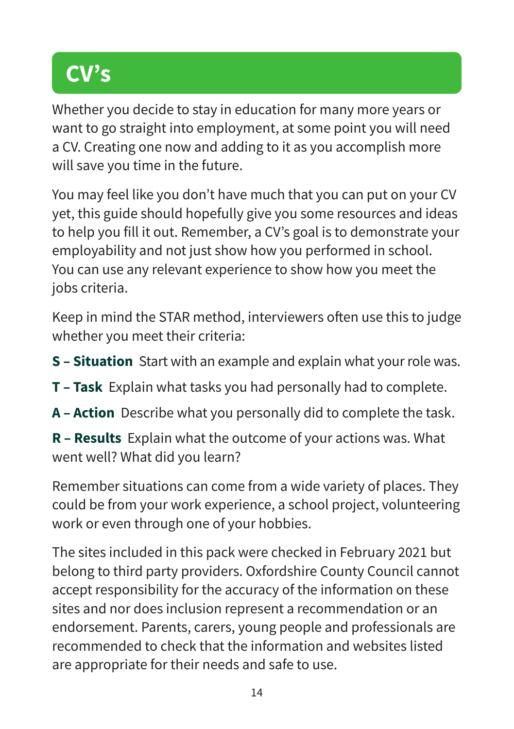# CV's

Whether you decide to stay in education for many more years or want to go straight into employment, at some point you will need a CV. Creating one now and adding to it as you accomplish more will save you time in the future.

You may feel like you don't have much that you can put on your CV yet, this guide should hopefully give you some resources and ideas to help you fill it out. Remember, a CV's goal is to demonstrate your employability and not just show how you performed in school. You can use any relevant experience to show how you meet the jobs criteria.

Keep in mind the STAR method, interviewers often use this to judge whether you meet their criteria:

**S – Situation** Start with an example and explain what your role was.

**T – Task** Explain what tasks you had personally had to complete.

**A – Action** Describe what you personally did to complete the task.

**R – Results** Explain what the outcome of your actions was. What went well? What did you learn?

Remember situations can come from a wide variety of places. They could be from your work experience, a school project, volunteering work or even through one of your hobbies.

The sites included in this pack were checked in February 2021 but belong to third party providers. Oxfordshire County Council cannot accept responsibility for the accuracy of the information on these sites and nor does inclusion represent a recommendation or an endorsement. Parents, carers, young people and professionals are recommended to check that the information and websites listed are appropriate for their needs and safe to use.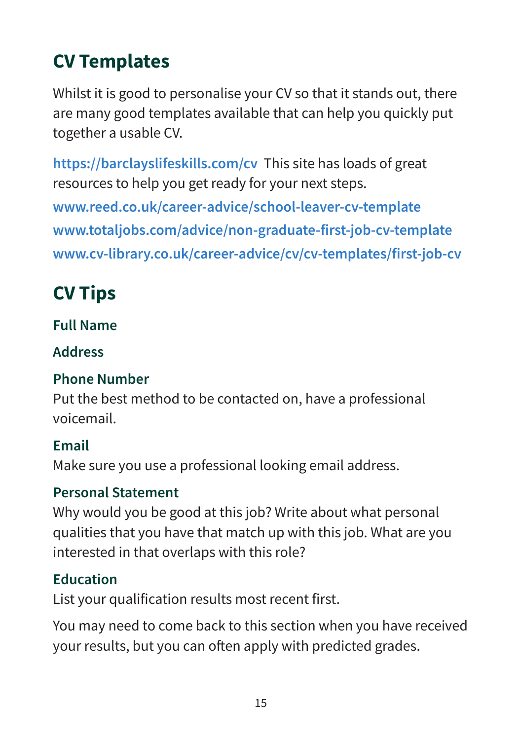## CV Templates

Whilst it is good to personalise your CV so that it stands out, there are many good templates available that can help you quickly put together a usable CV.

**https://barclayslifeskills.com/cv** This site has loads of great resources to help you get ready for your next steps.

**www.reed.co.uk/career-advice/school-leaver-cv-template**

**www.totaljobs.com/advice/non-graduate-first-job-cv-template**

**www.cv-library.co.uk/career-advice/cv/cv-templates/first-job-cv**

## CV Tips

### Full Name

### Address

### Phone Number

Put the best method to be contacted on, have a professional voicemail.

### Email

Make sure you use a professional looking email address.

### Personal Statement

Why would you be good at this job? Write about what personal qualities that you have that match up with this job. What are you interested in that overlaps with this role?

### Education

List your qualification results most recent first.

You may need to come back to this section when you have received your results, but you can often apply with predicted grades.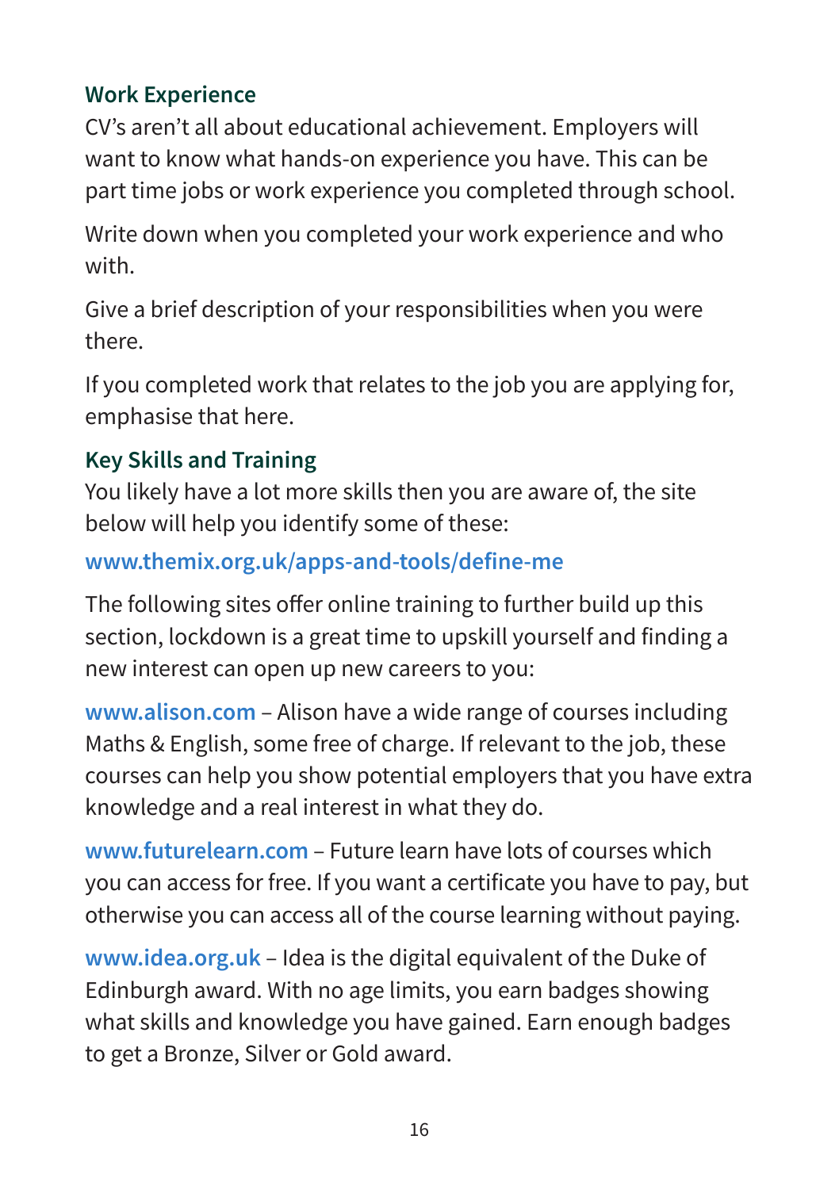### Work Experience

CV's aren't all about educational achievement. Employers will want to know what hands-on experience you have. This can be part time jobs or work experience you completed through school.

Write down when you completed your work experience and who with.

Give a brief description of your responsibilities when you were there.

If you completed work that relates to the job you are applying for, emphasise that here.

### Key Skills and Training

You likely have a lot more skills then you are aware of, the site below will help you identify some of these:

**www.themix.org.uk/apps-and-tools/define-me**

The following sites offer online training to further build up this section, lockdown is a great time to upskill yourself and finding a new interest can open up new careers to you:

**www.alison.com** – Alison have a wide range of courses including Maths & English, some free of charge. If relevant to the job, these courses can help you show potential employers that you have extra knowledge and a real interest in what they do.

**www.futurelearn.com** – Future learn have lots of courses which you can access for free. If you want a certificate you have to pay, but otherwise you can access all of the course learning without paying.

**www.idea.org.uk** – Idea is the digital equivalent of the Duke of Edinburgh award. With no age limits, you earn badges showing what skills and knowledge you have gained. Earn enough badges to get a Bronze, Silver or Gold award.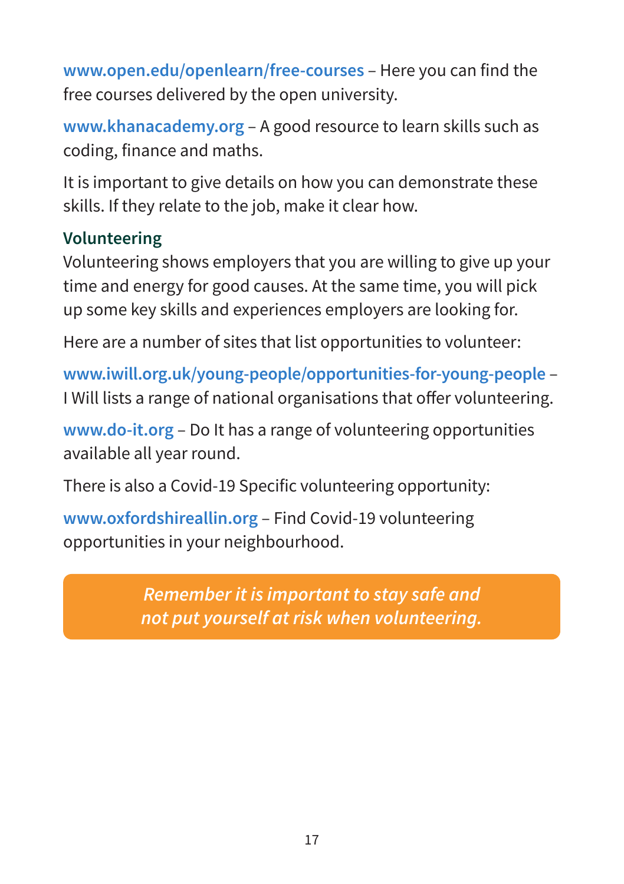www.open.edu/openlearn/free-courses – Here you can find the free courses delivered by the open university.

www.khanacademy.org – A good resource to learn skills such as coding, finance and maths.

It is important to give details on how you can demonstrate these skills. If they relate to the job, make it clear how.

### Volunteering

Volunteering shows employers that you are willing to give up your time and energy for good causes. At the same time, you will pick up some key skills and experiences employers are looking for.

Here are a number of sites that list opportunities to volunteer:

www.iwill.org.uk/young-people/opportunities-for-young-people – I Will lists a range of national organisations that offer volunteering.

www.do-it.org – Do It has a range of volunteering opportunities available all year round.

There is also a Covid-19 Specific volunteering opportunity:

www.oxfordshireallin.org – Find Covid-19 volunteering opportunities in your neighbourhood.

*Remember it is important to stay safe and not put yourself at risk when volunteering.*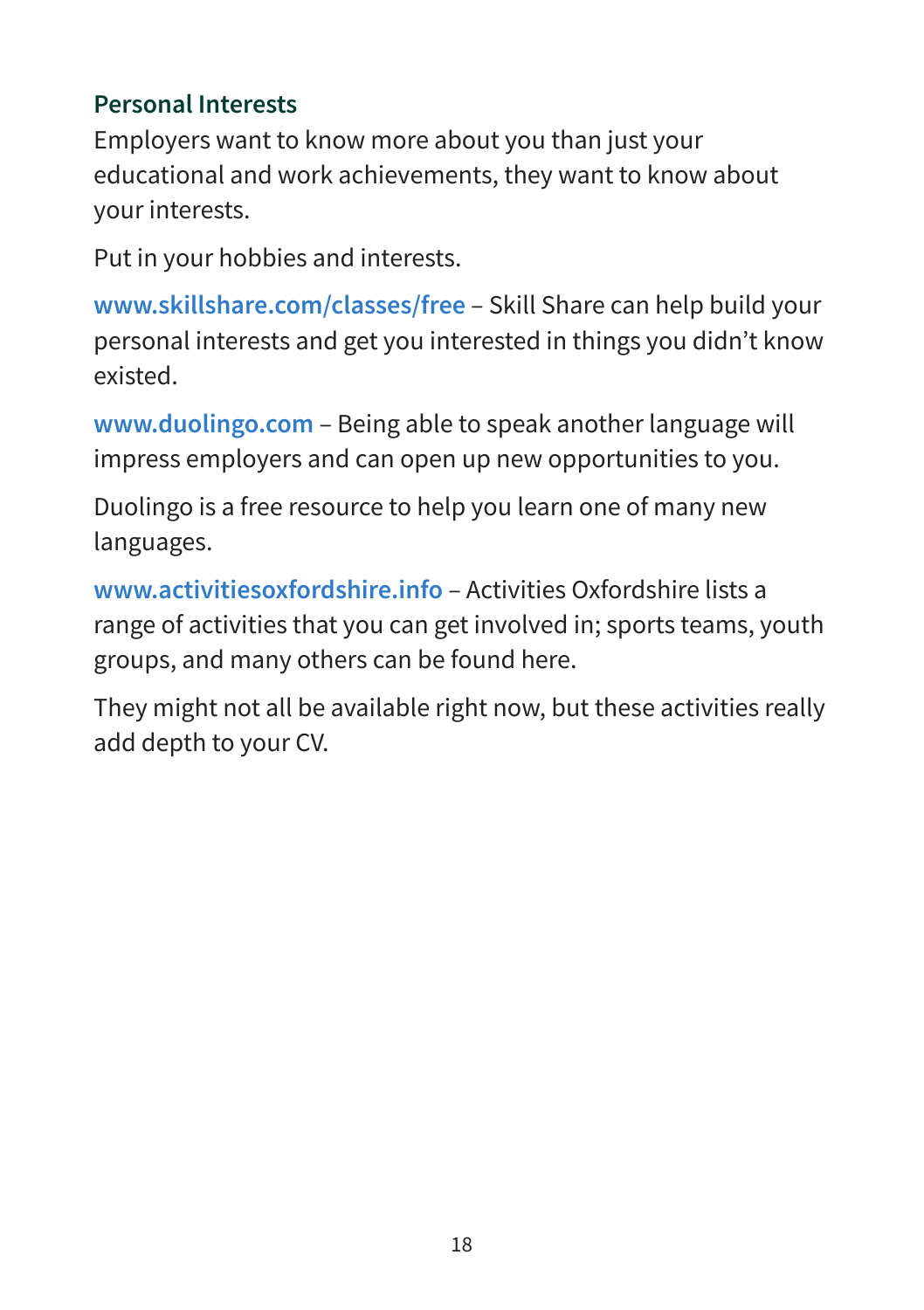## Personal Interests

Employers want to know more about you than just your educational and work achievements, they want to know about your interests.

Put in your hobbies and interests.

**www.skillshare.com/classes/free** – Skill Share can help build your personal interests and get you interested in things you didn't know existed.

**www.duolingo.com** – Being able to speak another language will impress employers and can open up new opportunities to you.

Duolingo is a free resource to help you learn one of many new languages.

**www.activitiesoxfordshire.info** – Activities Oxfordshire lists a range of activities that you can get involved in; sports teams, youth groups, and many others can be found here.

They might not all be available right now, but these activities really add depth to your CV.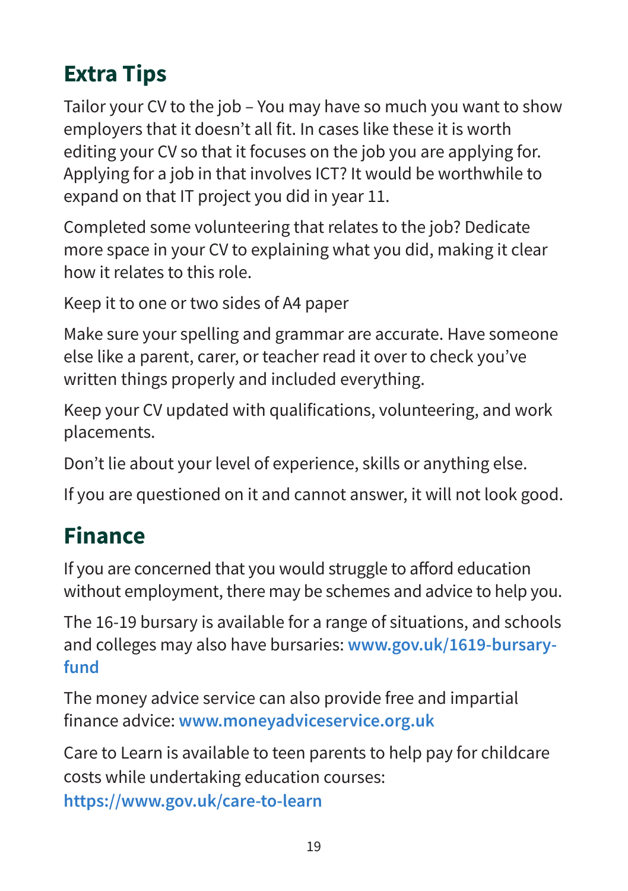## Extra Tips

Tailor your CV to the job – You may have so much you want to show employers that it doesn't all fit. In cases like these it is worth editing your CV so that it focuses on the job you are applying for. Applying for a job in that involves ICT? It would be worthwhile to expand on that IT project you did in year 11.

Completed some volunteering that relates to the job? Dedicate more space in your CV to explaining what you did, making it clear how it relates to this role.

Keep it to one or two sides of A4 paper

Make sure your spelling and grammar are accurate. Have someone else like a parent, carer, or teacher read it over to check you've written things properly and included everything.

Keep your CV updated with qualifications, volunteering, and work placements.

Don't lie about your level of experience, skills or anything else.

If you are questioned on it and cannot answer, it will not look good.

## Finance

If you are concerned that you would struggle to afford education without employment, there may be schemes and advice to help you.

The 16-19 bursary is available for a range of situations, and schools and colleges may also have bursaries: **www.gov.uk/1619-bursary-fund**

The money advice service can also provide free and impartial finance advice: **www.moneyadviceservice.org.uk**

Care to Learn is available to teen parents to help pay for childcare costs while undertaking education courses: **https://www.gov.uk/care-to-learn**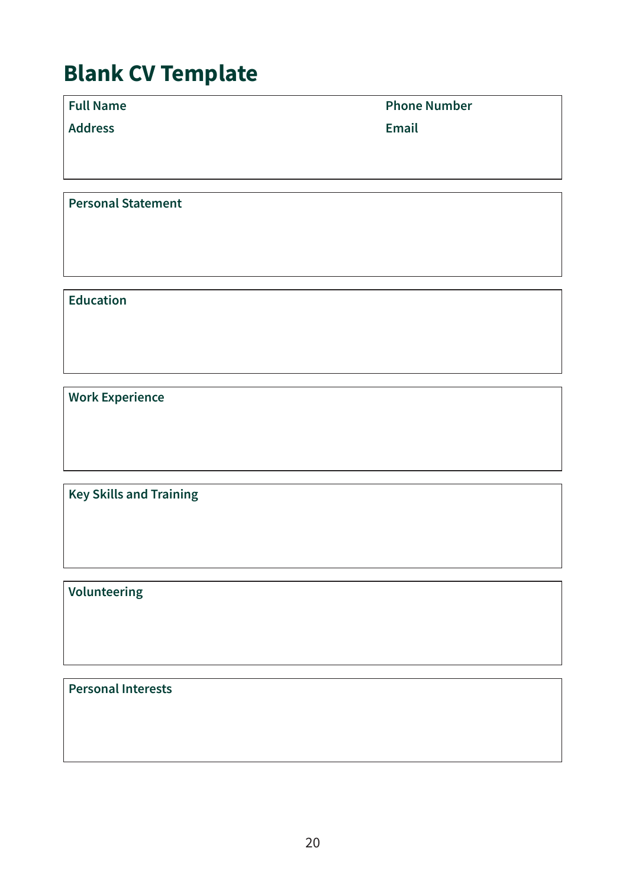# Blank CV Template

| Full Name | Phone Number |
|---|---|
| Address | Email |

**Personal Statement**

**Education**

**Work Experience**

**Key Skills and Training**

**Volunteering**

**Personal Interests**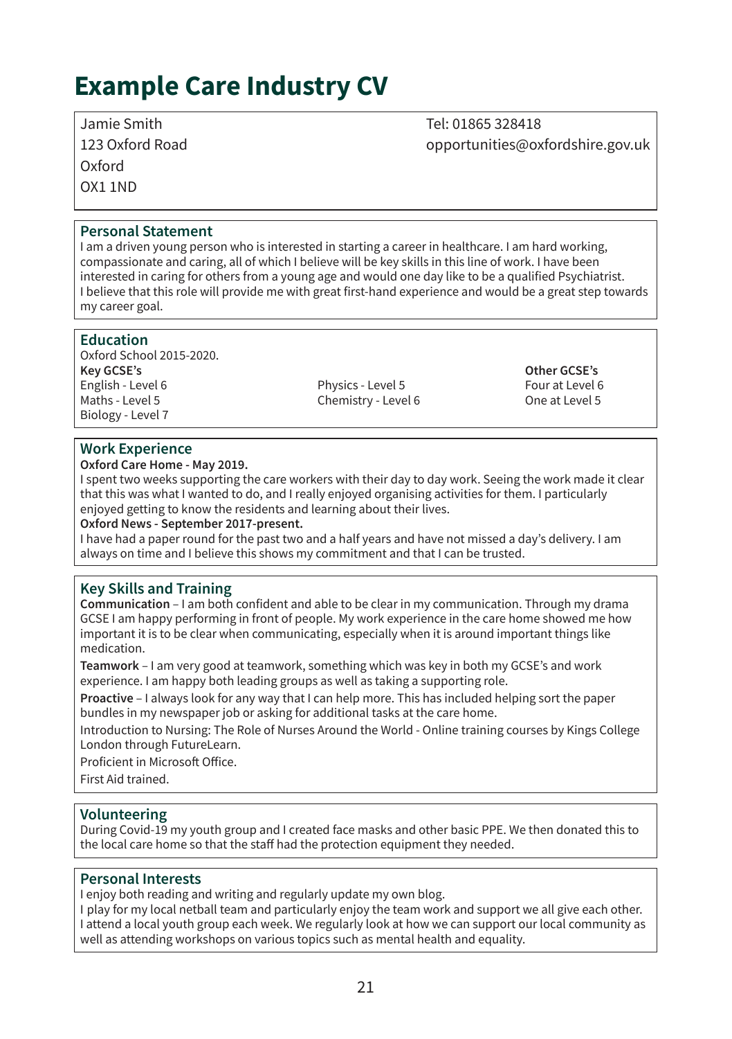# Example Care Industry CV

Jamie Smith
123 Oxford Road
Oxford
OX1 1ND

Tel: 01865 328418
opportunities@oxfordshire.gov.uk

## Personal Statement

I am a driven young person who is interested in starting a career in healthcare. I am hard working, compassionate and caring, all of which I believe will be key skills in this line of work. I have been interested in caring for others from a young age and would one day like to be a qualified Psychiatrist. I believe that this role will provide me with great first-hand experience and would be a great step towards my career goal.

## Education

Oxford School 2015-2020.

**Key GCSE's**
English - Level 6
Maths - Level 5
Biology - Level 7
Physics - Level 5
Chemistry - Level 6

**Other GCSE's**
Four at Level 6
One at Level 5

## Work Experience

**Oxford Care Home - May 2019.**
I spent two weeks supporting the care workers with their day to day work. Seeing the work made it clear that this was what I wanted to do, and I really enjoyed organising activities for them. I particularly enjoyed getting to know the residents and learning about their lives.

**Oxford News - September 2017-present.**
I have had a paper round for the past two and a half years and have not missed a day's delivery. I am always on time and I believe this shows my commitment and that I can be trusted.

## Key Skills and Training

**Communication** – I am both confident and able to be clear in my communication. Through my drama GCSE I am happy performing in front of people. My work experience in the care home showed me how important it is to be clear when communicating, especially when it is around important things like medication.

**Teamwork** – I am very good at teamwork, something which was key in both my GCSE's and work experience. I am happy both leading groups as well as taking a supporting role.

**Proactive** – I always look for any way that I can help more. This has included helping sort the paper bundles in my newspaper job or asking for additional tasks at the care home.

Introduction to Nursing: The Role of Nurses Around the World - Online training courses by Kings College London through FutureLearn.

Proficient in Microsoft Office.

First Aid trained.

## Volunteering

During Covid-19 my youth group and I created face masks and other basic PPE. We then donated this to the local care home so that the staff had the protection equipment they needed.

## Personal Interests

I enjoy both reading and writing and regularly update my own blog.
I play for my local netball team and particularly enjoy the team work and support we all give each other.
I attend a local youth group each week. We regularly look at how we can support our local community as well as attending workshops on various topics such as mental health and equality.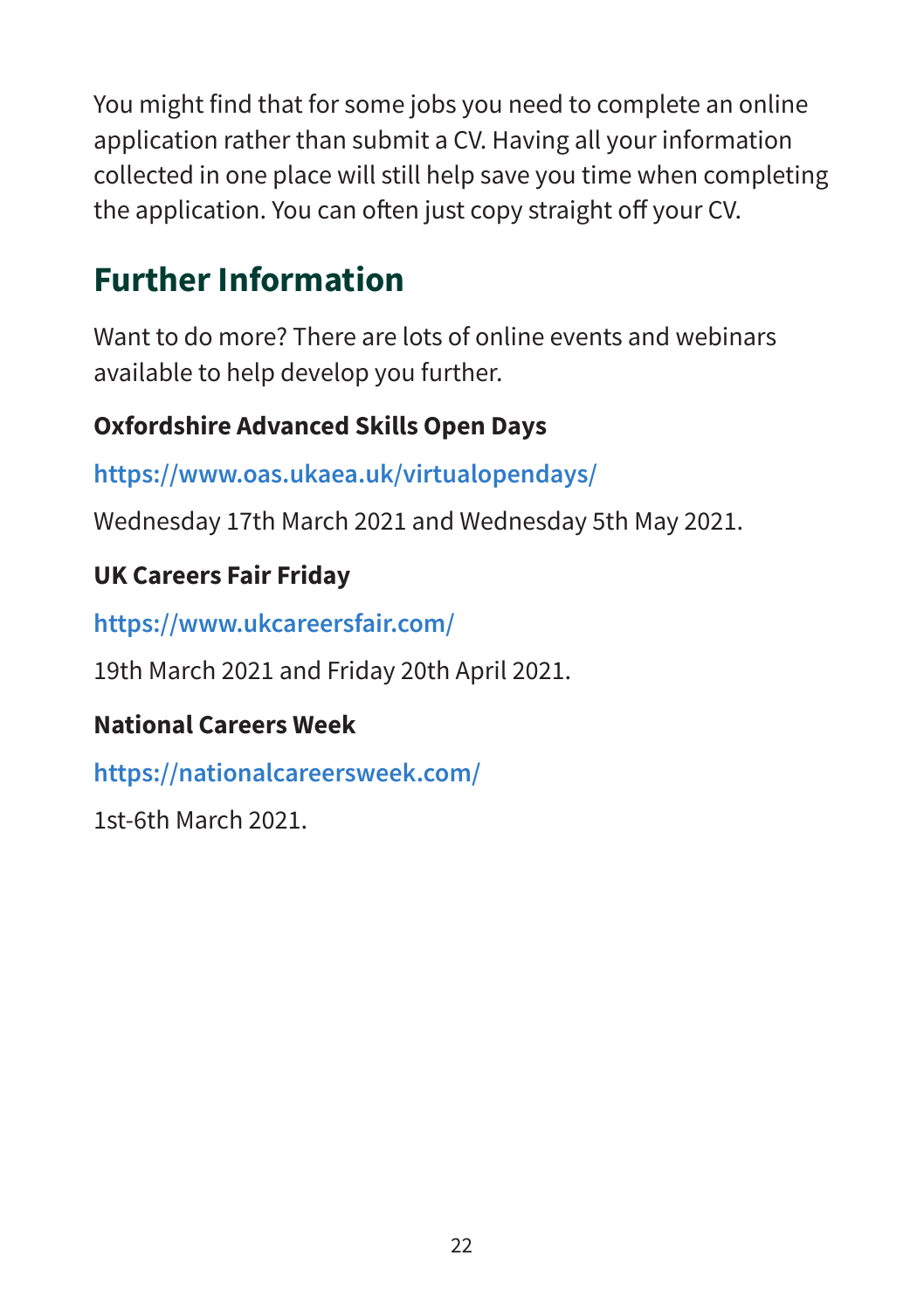You might find that for some jobs you need to complete an online application rather than submit a CV. Having all your information collected in one place will still help save you time when completing the application. You can often just copy straight off your CV.

## Further Information

Want to do more? There are lots of online events and webinars available to help develop you further.

**Oxfordshire Advanced Skills Open Days**

https://www.oas.ukaea.uk/virtualopendays/

Wednesday 17th March 2021 and Wednesday 5th May 2021.

**UK Careers Fair Friday**

https://www.ukcareersfair.com/

19th March 2021 and Friday 20th April 2021.

**National Careers Week**

https://nationalcareersweek.com/

1st-6th March 2021.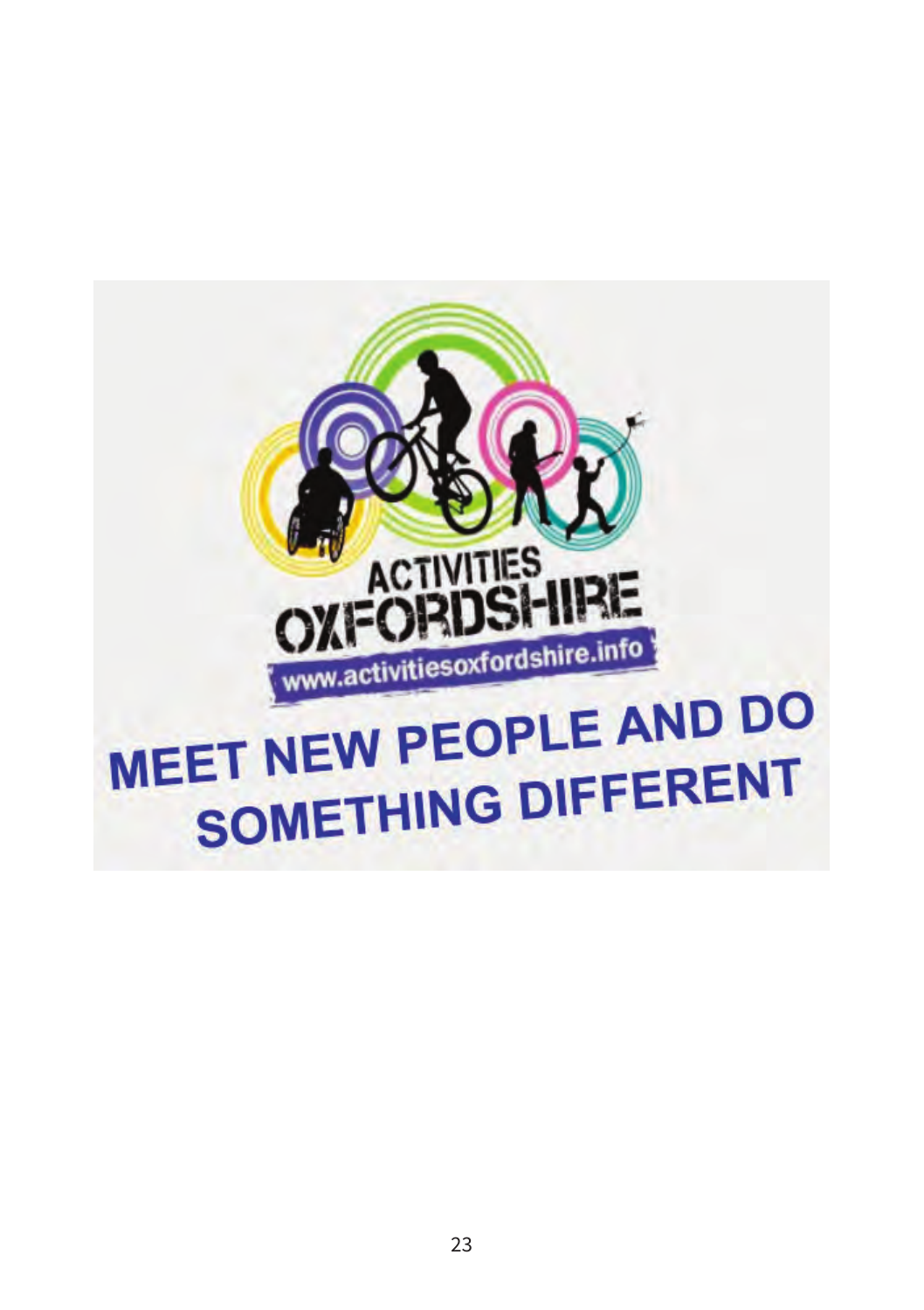ACTIVITIES OXFORDSHIRE

www.activitiesoxfordshire.info

**MEET NEW PEOPLE AND DO SOMETHING DIFFERENT**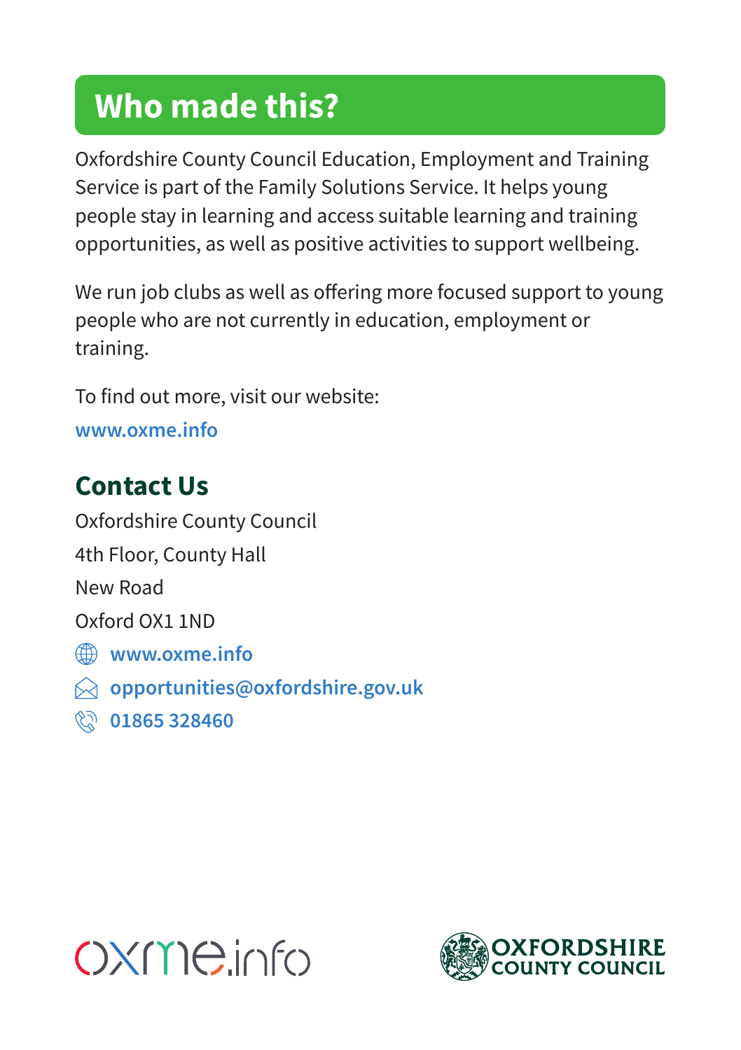## Who made this?

Oxfordshire County Council Education, Employment and Training Service is part of the Family Solutions Service. It helps young people stay in learning and access suitable learning and training opportunities, as well as positive activities to support wellbeing.

We run job clubs as well as offering more focused support to young people who are not currently in education, employment or training.

To find out more, visit our website:

**www.oxme.info**

## Contact Us

Oxfordshire County Council

4th Floor, County Hall

New Road

Oxford OX1 1ND

**www.oxme.info**

**opportunities@oxfordshire.gov.uk**

**01865 328460**

oxme.info

OXFORDSHIRE COUNTY COUNCIL